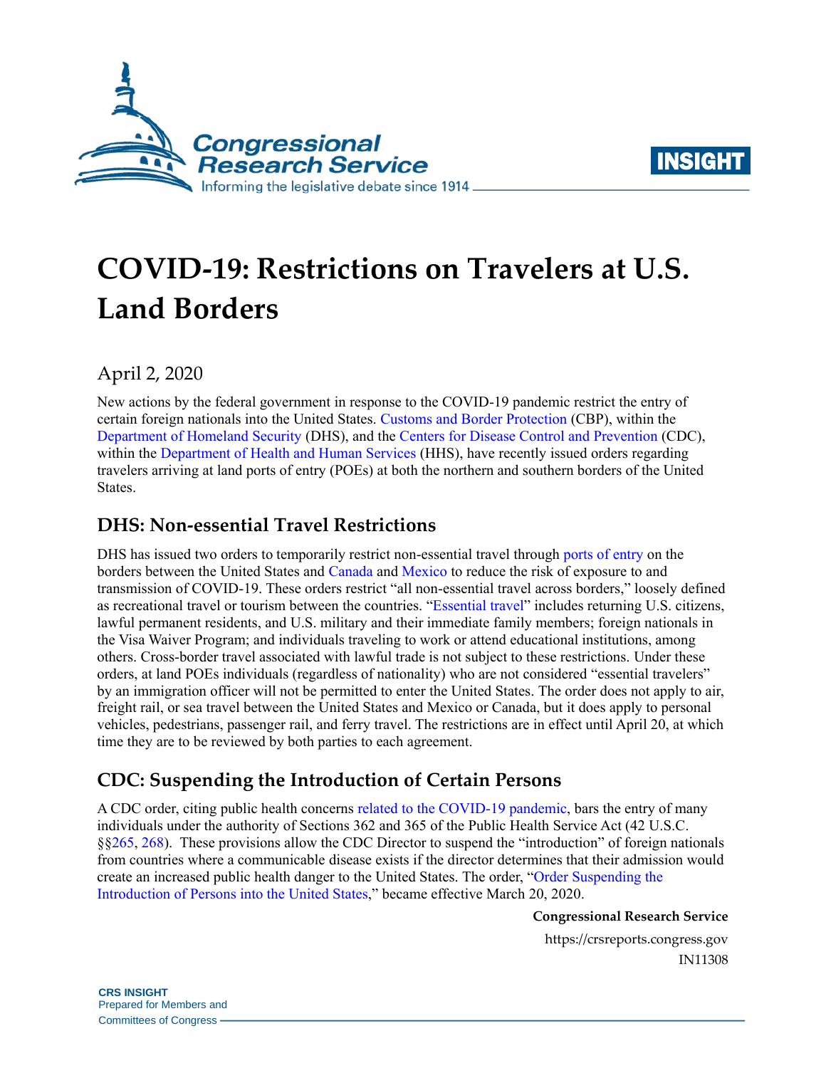# COVID-19: Restrictions on Travelers at U.S. Land Borders

April 2, 2020

New actions by the federal government in response to the COVID-19 pandemic restrict the entry of certain foreign nationals into the United States. Customs and Border Protection (CBP), within the Department of Homeland Security (DHS), and the Centers for Disease Control and Prevention (CDC), within the Department of Health and Human Services (HHS), have recently issued orders regarding travelers arriving at land ports of entry (POEs) at both the northern and southern borders of the United States.

## DHS: Non-essential Travel Restrictions

DHS has issued two orders to temporarily restrict non-essential travel through ports of entry on the borders between the United States and Canada and Mexico to reduce the risk of exposure to and transmission of COVID-19. These orders restrict "all non-essential travel across borders," loosely defined as recreational travel or tourism between the countries. "Essential travel" includes returning U.S. citizens, lawful permanent residents, and U.S. military and their immediate family members; foreign nationals in the Visa Waiver Program; and individuals traveling to work or attend educational institutions, among others. Cross-border travel associated with lawful trade is not subject to these restrictions. Under these orders, at land POEs individuals (regardless of nationality) who are not considered "essential travelers" by an immigration officer will not be permitted to enter the United States. The order does not apply to air, freight rail, or sea travel between the United States and Mexico or Canada, but it does apply to personal vehicles, pedestrians, passenger rail, and ferry travel. The restrictions are in effect until April 20, at which time they are to be reviewed by both parties to each agreement.

## CDC: Suspending the Introduction of Certain Persons

A CDC order, citing public health concerns related to the COVID-19 pandemic, bars the entry of many individuals under the authority of Sections 362 and 365 of the Public Health Service Act (42 U.S.C. §§265, 268). These provisions allow the CDC Director to suspend the "introduction" of foreign nationals from countries where a communicable disease exists if the director determines that their admission would create an increased public health danger to the United States. The order, "Order Suspending the Introduction of Persons into the United States," became effective March 20, 2020.

**Congressional Research Service**

https://crsreports.congress.gov

IN11308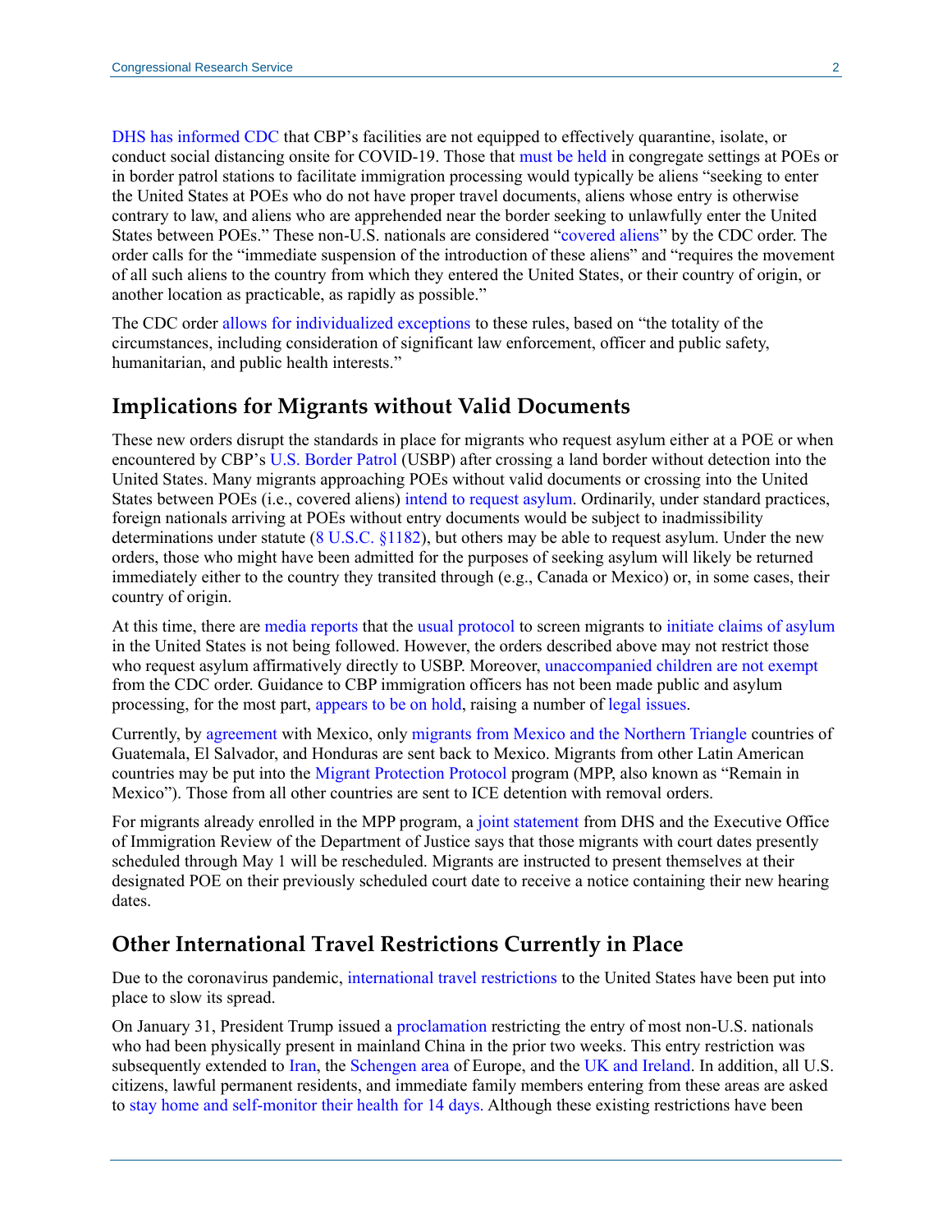DHS has informed CDC that CBP's facilities are not equipped to effectively quarantine, isolate, or conduct social distancing onsite for COVID-19. Those that must be held in congregate settings at POEs or in border patrol stations to facilitate immigration processing would typically be aliens "seeking to enter the United States at POEs who do not have proper travel documents, aliens whose entry is otherwise contrary to law, and aliens who are apprehended near the border seeking to unlawfully enter the United States between POEs." These non-U.S. nationals are considered "covered aliens" by the CDC order. The order calls for the "immediate suspension of the introduction of these aliens" and "requires the movement of all such aliens to the country from which they entered the United States, or their country of origin, or another location as practicable, as rapidly as possible."

The CDC order allows for individualized exceptions to these rules, based on "the totality of the circumstances, including consideration of significant law enforcement, officer and public safety, humanitarian, and public health interests."

## Implications for Migrants without Valid Documents

These new orders disrupt the standards in place for migrants who request asylum either at a POE or when encountered by CBP's U.S. Border Patrol (USBP) after crossing a land border without detection into the United States. Many migrants approaching POEs without valid documents or crossing into the United States between POEs (i.e., covered aliens) intend to request asylum. Ordinarily, under standard practices, foreign nationals arriving at POEs without entry documents would be subject to inadmissibility determinations under statute (8 U.S.C. §1182), but others may be able to request asylum. Under the new orders, those who might have been admitted for the purposes of seeking asylum will likely be returned immediately either to the country they transited through (e.g., Canada or Mexico) or, in some cases, their country of origin.

At this time, there are media reports that the usual protocol to screen migrants to initiate claims of asylum in the United States is not being followed. However, the orders described above may not restrict those who request asylum affirmatively directly to USBP. Moreover, unaccompanied children are not exempt from the CDC order. Guidance to CBP immigration officers has not been made public and asylum processing, for the most part, appears to be on hold, raising a number of legal issues.

Currently, by agreement with Mexico, only migrants from Mexico and the Northern Triangle countries of Guatemala, El Salvador, and Honduras are sent back to Mexico. Migrants from other Latin American countries may be put into the Migrant Protection Protocol program (MPP, also known as "Remain in Mexico"). Those from all other countries are sent to ICE detention with removal orders.

For migrants already enrolled in the MPP program, a joint statement from DHS and the Executive Office of Immigration Review of the Department of Justice says that those migrants with court dates presently scheduled through May 1 will be rescheduled. Migrants are instructed to present themselves at their designated POE on their previously scheduled court date to receive a notice containing their new hearing dates.

## Other International Travel Restrictions Currently in Place

Due to the coronavirus pandemic, international travel restrictions to the United States have been put into place to slow its spread.

On January 31, President Trump issued a proclamation restricting the entry of most non-U.S. nationals who had been physically present in mainland China in the prior two weeks. This entry restriction was subsequently extended to Iran, the Schengen area of Europe, and the UK and Ireland. In addition, all U.S. citizens, lawful permanent residents, and immediate family members entering from these areas are asked to stay home and self-monitor their health for 14 days. Although these existing restrictions have been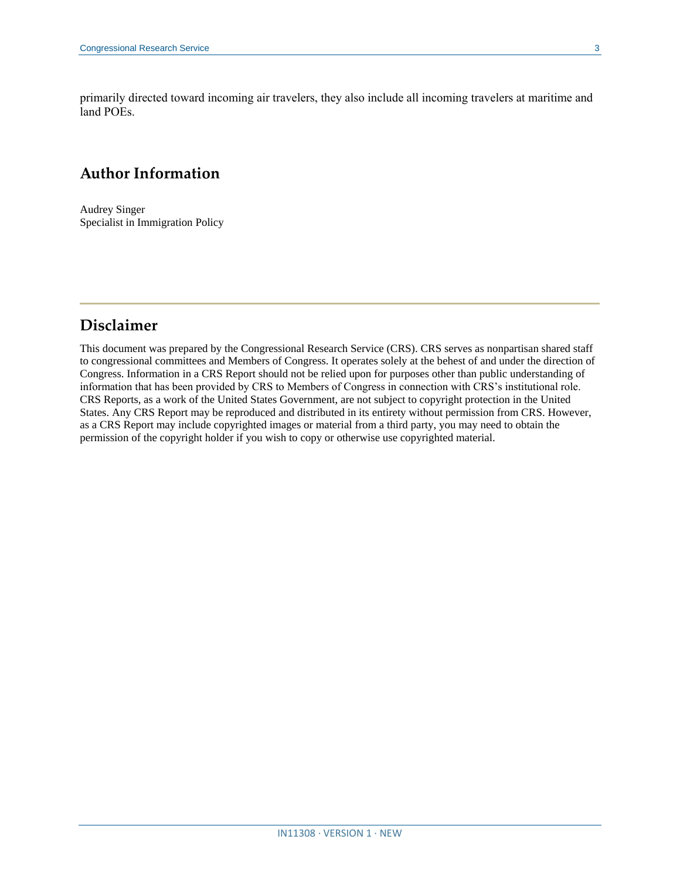primarily directed toward incoming air travelers, they also include all incoming travelers at maritime and land POEs.

## Author Information

Audrey Singer
Specialist in Immigration Policy

## Disclaimer

This document was prepared by the Congressional Research Service (CRS). CRS serves as nonpartisan shared staff to congressional committees and Members of Congress. It operates solely at the behest of and under the direction of Congress. Information in a CRS Report should not be relied upon for purposes other than public understanding of information that has been provided by CRS to Members of Congress in connection with CRS's institutional role. CRS Reports, as a work of the United States Government, are not subject to copyright protection in the United States. Any CRS Report may be reproduced and distributed in its entirety without permission from CRS. However, as a CRS Report may include copyrighted images or material from a third party, you may need to obtain the permission of the copyright holder if you wish to copy or otherwise use copyrighted material.